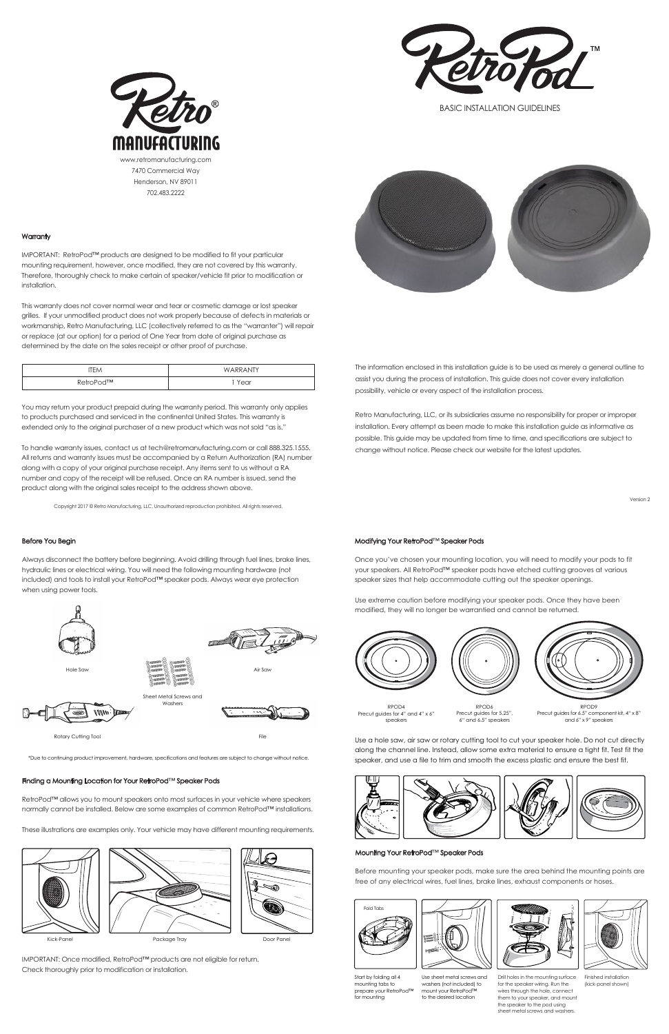# RetroPod™

BASIC INSTALLATION GUIDELINES

Retro® MANUFACTURING

www.retromanufacturing.com
7470 Commercial Way
Henderson, NV 89011
702.483.2222

## Warranty

IMPORTANT: RetroPod™ products are designed to be modified to fit your particular mounting requirement, however, once modified, they are not covered by this warranty. Therefore, thoroughly check to make certain of speaker/vehicle fit prior to modification or installation.

This warranty does not cover normal wear and tear or cosmetic damage or lost speaker grilles. If your unmodified product does not work properly because of defects in materials or workmanship, Retro Manufacturing, LLC (collectively referred to as the "warranter") will repair or replace (at our option) for a period of One Year from date of original purchase as determined by the date on the sales receipt or other proof of purchase.

| ITEM | WARRANTY |
| --- | --- |
| RetroPod™ | 1 Year |

You may return your product prepaid during the warranty period. This warranty only applies to products purchased and serviced in the continental United States. This warranty is extended only to the original purchaser of a new product which was not sold "as is."

To handle warranty issues, contact us at tech@retromanufacturing.com or call 888.325.1555. All returns and warranty issues must be accompanied by a Return Authorization (RA) number along with a copy of your original purchase receipt. Any items sent to us without a RA number and copy of the receipt will be refused. Once an RA number is issued, send the product along with the original sales receipt to the address shown above.

Copyright 2017 © Retro Manufacturing, LLC. Unauthorized reproduction prohibited. All rights reserved.

The information enclosed in this installation guide is to be used as merely a general outline to assist you during the process of installation. This guide does not cover every installation possibility, vehicle or every aspect of the installation process.

Retro Manufacturing, LLC, or its subsidiaries assume no responsibility for proper or improper installation. Every attempt as been made to make this installation guide as informative as possible. This guide may be updated from time to time, and specifications are subject to change without notice. Please check our website for the latest updates.

Version 2

## Before You Begin

Always disconnect the battery before beginning. Avoid drilling through fuel lines, brake lines, hydraulic lines or electrical wiring. You will need the following mounting hardware (not included) and tools to install your RetroPod™ speaker pods. Always wear eye protection when using power tools.

Hole Saw

Sheet Metal Screws and Washers

Air Saw

Rotary Cutting Tool

File

*Due to continuing product improvement, hardware, specifications and features are subject to change without notice.

## Finding a Mounting Location for Your RetroPod™ Speaker Pods

RetroPod™ allows you to mount speakers onto most surfaces in your vehicle where speakers normally cannot be installed. Below are some examples of common RetroPod™ installations.

These illustrations are examples only. Your vehicle may have different mounting requirements.

Kick-Panel

Package Tray

Door Panel

IMPORTANT: Once modified, RetroPod™ products are not eligible for return. Check thoroughly prior to modification or installation.

## Modifying Your RetroPod™ Speaker Pods

Once you've chosen your mounting location, you will need to modify your pods to fit your speakers. All RetroPod™ speaker pods have etched cutting grooves at various speaker sizes that help accommodate cutting out the speaker openings.

Use extreme caution before modifying your speaker pods. Once they have been modified, they will no longer be warrantied and cannot be returned.

RPOD4
Precut guides for 4" and 4" x 6" speakers

RPOD6
Precut guides for 5.25", 6" and 6.5" speakers

RPOD9
Precut guides for 6.5" component kit, 4" x 8" and 6" x 9" speakers

Use a hole saw, air saw or rotary cutting tool to cut your speaker hole. Do not cut directly along the channel line. Instead, allow some extra material to ensure a tight fit. Test fit the speaker, and use a file to trim and smooth the excess plastic and ensure the best fit.

## Mounting Your RetroPod™ Speaker Pods

Before mounting your speaker pods, make sure the area behind the mounting points are free of any electrical wires, fuel lines, brake lines, exhaust components or hoses.

Fold Tabs

Start by folding all 4 mounting tabs to prepare your RetroPod™ for mounting

Use sheet metal screws and washers (not included) to mount your RetroPod™ to the desired location

Drill holes in the mounting surface for the speaker wiring. Run the wires through the hole, connect them to your speaker, and mount the speaker to the pod using sheet metal screws and washers.

Finished installation (kick-panel shown)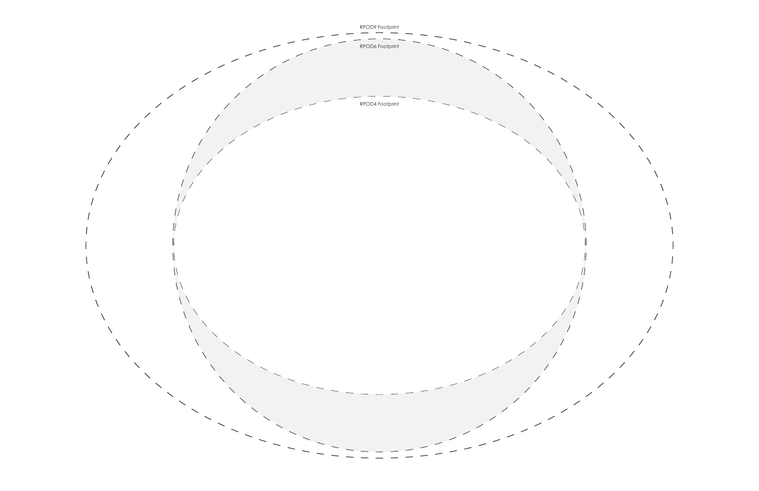RPOD9 Footprint

RPOD6 Footprint

RPOD4 Footprint